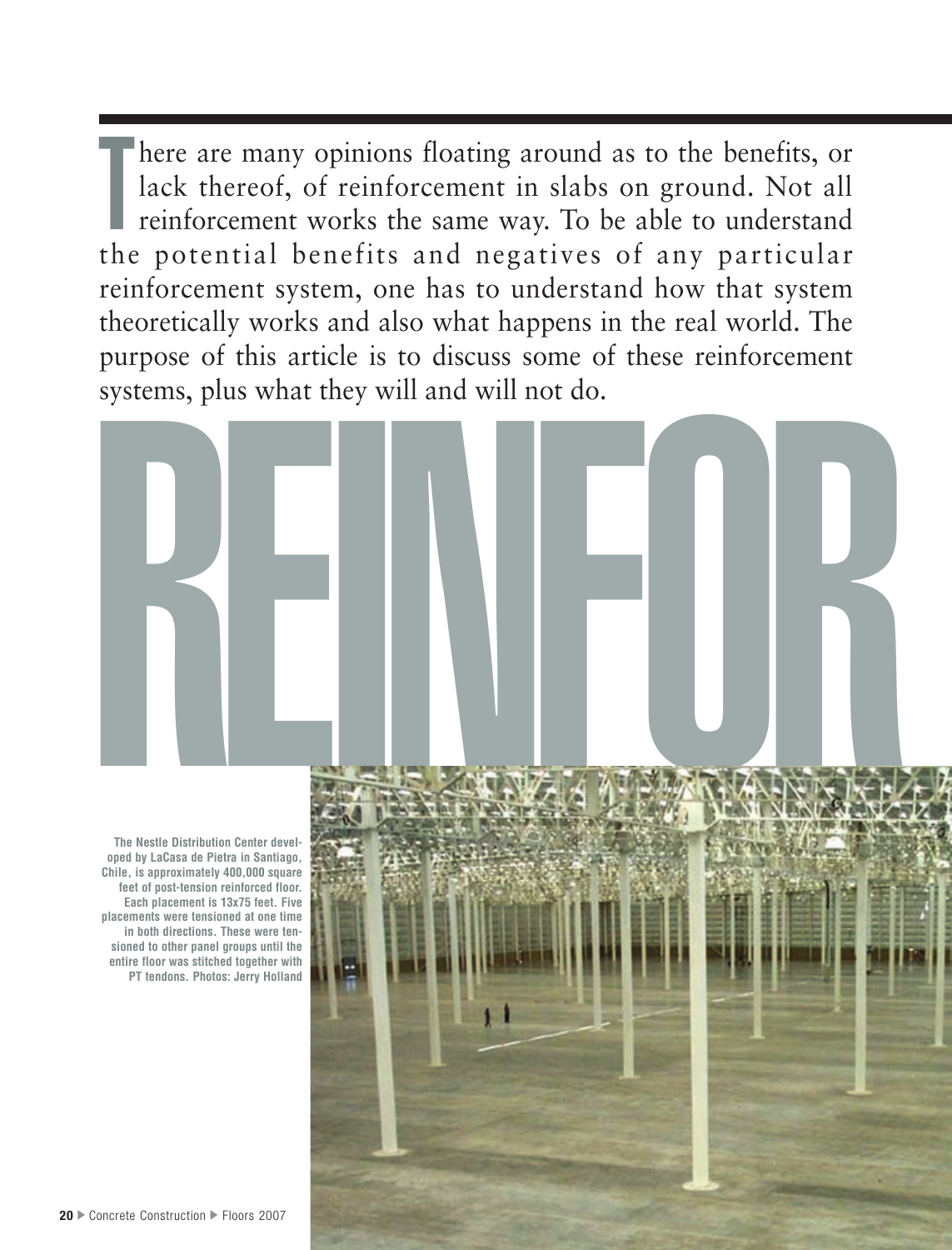There are many opinions floating around as to the benefits, or lack thereof, of reinforcement in slabs on ground. Not all reinforcement works the same way. To be able to understand the potential benefits and negatives of any particular reinforcement system, one has to understand how that system theoretically works and also what happens in the real world. The purpose of this article is to discuss some of these reinforcement systems, plus what they will and will not do.

# REINFOR

**The Nestle Distribution Center developed by LaCasa de Pietra in Santiago, Chile, is approximately 400,000 square feet of post-tension reinforced floor. Each placement is 13x75 feet. Five placements were tensioned at one time in both directions. These were tensioned to other panel groups until the entire floor was stitched together with PT tendons. Photos: Jerry Holland**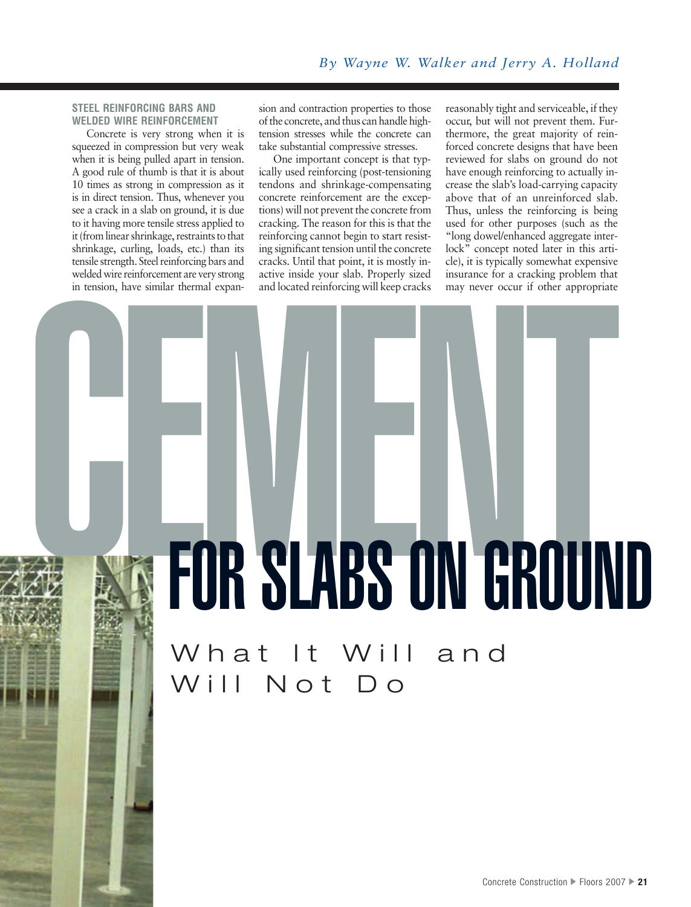*By Wayne W. Walker and Jerry A. Holland*

# CEMENT FOR SLABS ON GROUND

## What It Will and Will Not Do

### STEEL REINFORCING BARS AND WELDED WIRE REINFORCEMENT

Concrete is very strong when it is squeezed in compression but very weak when it is being pulled apart in tension. A good rule of thumb is that it is about 10 times as strong in compression as it is in direct tension. Thus, whenever you see a crack in a slab on ground, it is due to it having more tensile stress applied to it (from linear shrinkage, restraints to that shrinkage, curling, loads, etc.) than its tensile strength. Steel reinforcing bars and welded wire reinforcement are very strong in tension, have similar thermal expansion and contraction properties to those of the concrete, and thus can handle high-tension stresses while the concrete can take substantial compressive stresses.

One important concept is that typically used reinforcing (post-tensioning tendons and shrinkage-compensating concrete reinforcement are the exceptions) will not prevent the concrete from cracking. The reason for this is that the reinforcing cannot begin to start resisting significant tension until the concrete cracks. Until that point, it is mostly inactive inside your slab. Properly sized and located reinforcing will keep cracks reasonably tight and serviceable, if they occur, but will not prevent them. Furthermore, the great majority of reinforced concrete designs that have been reviewed for slabs on ground do not have enough reinforcing to actually increase the slab's load-carrying capacity above that of an unreinforced slab. Thus, unless the reinforcing is being used for other purposes (such as the "long dowel/enhanced aggregate interlock" concept noted later in this article), it is typically somewhat expensive insurance for a cracking problem that may never occur if other appropriate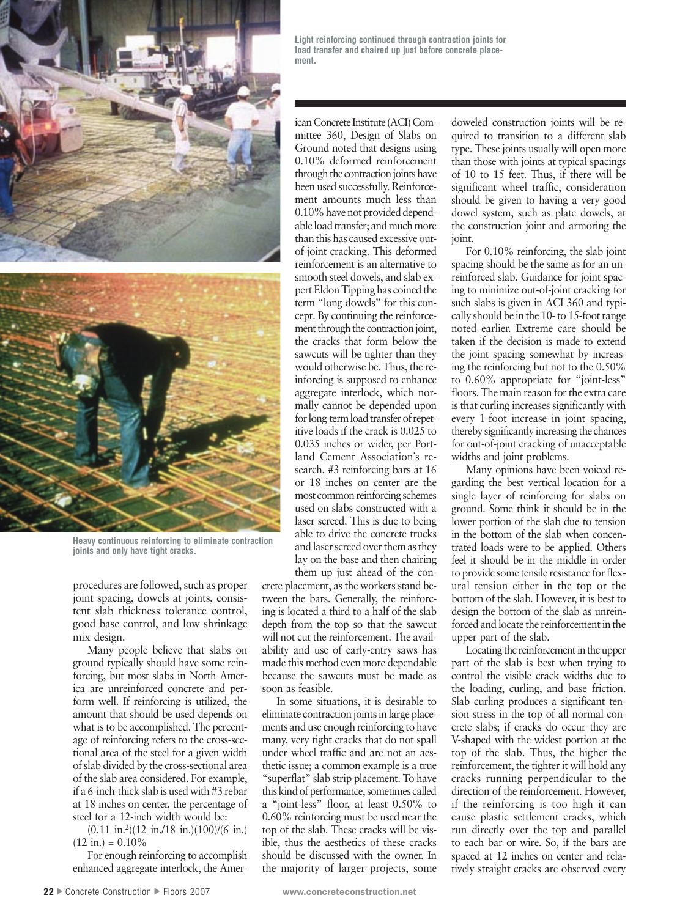Light reinforcing continued through contraction joints for load transfer and chaired up just before concrete placement.

Heavy continuous reinforcing to eliminate contraction joints and only have tight cracks.

procedures are followed, such as proper joint spacing, dowels at joints, consistent slab thickness tolerance control, good base control, and low shrinkage mix design.

Many people believe that slabs on ground typically should have some reinforcing, but most slabs in North America are unreinforced concrete and perform well. If reinforcing is utilized, the amount that should be used depends on what is to be accomplished. The percentage of reinforcing refers to the cross-sectional area of the steel for a given width of slab divided by the cross-sectional area of the slab area considered. For example, if a 6-inch-thick slab is used with #3 rebar at 18 inches on center, the percentage of steel for a 12-inch width would be:

$(0.11 \text{ in.}^2)(12 \text{ in.}/18 \text{ in.})(100)/(6 \text{ in.})(12 \text{ in.}) = 0.10\%$

For enough reinforcing to accomplish enhanced aggregate interlock, the American Concrete Institute (ACI) Committee 360, Design of Slabs on Ground noted that designs using 0.10% deformed reinforcement through the contraction joints have been used successfully. Reinforcement amounts much less than 0.10% have not provided dependable load transfer; and much more than this has caused excessive out-of-joint cracking. This deformed reinforcement is an alternative to smooth steel dowels, and slab expert Eldon Tipping has coined the term "long dowels" for this concept. By continuing the reinforcement through the contraction joint, the cracks that form below the sawcuts will be tighter than they would otherwise be. Thus, the reinforcing is supposed to enhance aggregate interlock, which normally cannot be depended upon for long-term load transfer of repetitive loads if the crack is 0.025 to 0.035 inches or wider, per Portland Cement Association's research. #3 reinforcing bars at 16 or 18 inches on center are the most common reinforcing schemes used on slabs constructed with a laser screed. This is due to being able to drive the concrete trucks and laser screed over them as they lay on the base and then chairing them up just ahead of the concrete placement, as the workers stand between the bars. Generally, the reinforcing is located a third to a half of the slab depth from the top so that the sawcut will not cut the reinforcement. The availability and use of early-entry saws has made this method even more dependable because the sawcuts must be made as soon as feasible.

In some situations, it is desirable to eliminate contraction joints in large placements and use enough reinforcing to have many, very tight cracks that do not spall under wheel traffic and are not an aesthetic issue; a common example is a true "superflat" slab strip placement. To have this kind of performance, sometimes called a "joint-less" floor, at least 0.50% to 0.60% reinforcing must be used near the top of the slab. These cracks will be visible, thus the aesthetics of these cracks should be discussed with the owner. In the majority of larger projects, some doweled construction joints will be required to transition to a different slab type. These joints usually will open more than those with joints at typical spacings of 10 to 15 feet. Thus, if there will be significant wheel traffic, consideration should be given to having a very good dowel system, such as plate dowels, at the construction joint and armoring the joint.

For 0.10% reinforcing, the slab joint spacing should be the same as for an unreinforced slab. Guidance for joint spacing to minimize out-of-joint cracking for such slabs is given in ACI 360 and typically should be in the 10- to 15-foot range noted earlier. Extreme care should be taken if the decision is made to extend the joint spacing somewhat by increasing the reinforcing but not to the 0.50% to 0.60% appropriate for "joint-less" floors. The main reason for the extra care is that curling increases significantly with every 1-foot increase in joint spacing, thereby significantly increasing the chances for out-of-joint cracking of unacceptable widths and joint problems.

Many opinions have been voiced regarding the best vertical location for a single layer of reinforcing for slabs on ground. Some think it should be in the lower portion of the slab due to tension in the bottom of the slab when concentrated loads were to be applied. Others feel it should be in the middle in order to provide some tensile resistance for flexural tension either in the top or the bottom of the slab. However, it is best to design the bottom of the slab as unreinforced and locate the reinforcement in the upper part of the slab.

Locating the reinforcement in the upper part of the slab is best when trying to control the visible crack widths due to the loading, curling, and base friction. Slab curling produces a significant tension stress in the top of all normal concrete slabs; if cracks do occur they are V-shaped with the widest portion at the top of the slab. Thus, the higher the reinforcement, the tighter it will hold any cracks running perpendicular to the direction of the reinforcement. However, if the reinforcing is too high it can cause plastic settlement cracks, which run directly over the top and parallel to each bar or wire. So, if the bars are spaced at 12 inches on center and relatively straight cracks are observed every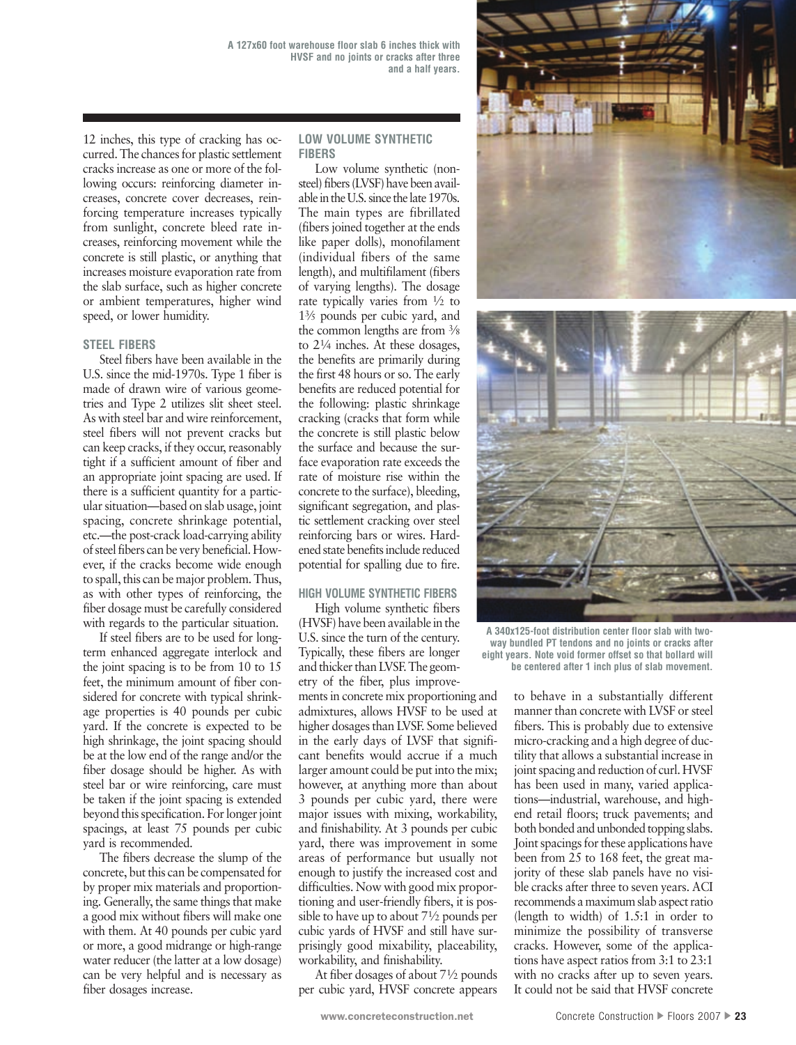A 127x60 foot warehouse floor slab 6 inches thick with HVSF and no joints or cracks after three and a half years.

12 inches, this type of cracking has occurred. The chances for plastic settlement cracks increase as one or more of the following occurs: reinforcing diameter increases, concrete cover decreases, reinforcing temperature increases typically from sunlight, concrete bleed rate increases, reinforcing movement while the concrete is still plastic, or anything that increases moisture evaporation rate from the slab surface, such as higher concrete or ambient temperatures, higher wind speed, or lower humidity.

### STEEL FIBERS

Steel fibers have been available in the U.S. since the mid-1970s. Type 1 fiber is made of drawn wire of various geometries and Type 2 utilizes slit sheet steel. As with steel bar and wire reinforcement, steel fibers will not prevent cracks but can keep cracks, if they occur, reasonably tight if a sufficient amount of fiber and an appropriate joint spacing are used. If there is a sufficient quantity for a particular situation—based on slab usage, joint spacing, concrete shrinkage potential, etc.—the post-crack load-carrying ability of steel fibers can be very beneficial. However, if the cracks become wide enough to spall, this can be major problem. Thus, as with other types of reinforcing, the fiber dosage must be carefully considered with regards to the particular situation.

If steel fibers are to be used for long-term enhanced aggregate interlock and the joint spacing is to be from 10 to 15 feet, the minimum amount of fiber considered for concrete with typical shrinkage properties is 40 pounds per cubic yard. If the concrete is expected to be high shrinkage, the joint spacing should be at the low end of the range and/or the fiber dosage should be higher. As with steel bar or wire reinforcing, care must be taken if the joint spacing is extended beyond this specification. For longer joint spacings, at least 75 pounds per cubic yard is recommended.

The fibers decrease the slump of the concrete, but this can be compensated for by proper mix materials and proportioning. Generally, the same things that make a good mix without fibers will make one with them. At 40 pounds per cubic yard or more, a good midrange or high-range water reducer (the latter at a low dosage) can be very helpful and is necessary as fiber dosages increase.

### LOW VOLUME SYNTHETIC FIBERS

Low volume synthetic (non-steel) fibers (LVSF) have been available in the U.S. since the late 1970s. The main types are fibrillated (fibers joined together at the ends like paper dolls), monofilament (individual fibers of the same length), and multifilament (fibers of varying lengths). The dosage rate typically varies from ½ to 1⅗ pounds per cubic yard, and the common lengths are from ⅜ to 2¼ inches. At these dosages, the benefits are primarily during the first 48 hours or so. The early benefits are reduced potential for the following: plastic shrinkage cracking (cracks that form while the concrete is still plastic below the surface and because the surface evaporation rate exceeds the rate of moisture rise within the concrete to the surface), bleeding, significant segregation, and plastic settlement cracking over steel reinforcing bars or wires. Hardened state benefits include reduced potential for spalling due to fire.

### HIGH VOLUME SYNTHETIC FIBERS

High volume synthetic fibers (HVSF) have been available in the U.S. since the turn of the century. Typically, these fibers are longer and thicker than LVSF. The geometry of the fiber, plus improvements in concrete mix proportioning and admixtures, allows HVSF to be used at higher dosages than LVSF. Some believed in the early days of LVSF that significant benefits would accrue if a much larger amount could be put into the mix; however, at anything more than about 3 pounds per cubic yard, there were major issues with mixing, workability, and finishability. At 3 pounds per cubic yard, there was improvement in some areas of performance but usually not enough to justify the increased cost and difficulties. Now with good mix proportioning and user-friendly fibers, it is possible to have up to about 7½ pounds per cubic yards of HVSF and still have surprisingly good mixability, placeability, workability, and finishability.

At fiber dosages of about 7½ pounds per cubic yard, HVSF concrete appears to behave in a substantially different manner than concrete with LVSF or steel fibers. This is probably due to extensive micro-cracking and a high degree of ductility that allows a substantial increase in joint spacing and reduction of curl. HVSF has been used in many, varied applications—industrial, warehouse, and high-end retail floors; truck pavements; and both bonded and unbonded topping slabs. Joint spacings for these applications have been from 25 to 168 feet, the great majority of these slab panels have no visible cracks after three to seven years. ACI recommends a maximum slab aspect ratio (length to width) of 1.5:1 in order to minimize the possibility of transverse cracks. However, some of the applications have aspect ratios from 3:1 to 23:1 with no cracks after up to seven years. It could not be said that HVSF concrete

A 340x125-foot distribution center floor slab with two-way bundled PT tendons and no joints or cracks after eight years. Note void former offset so that bollard will be centered after 1 inch plus of slab movement.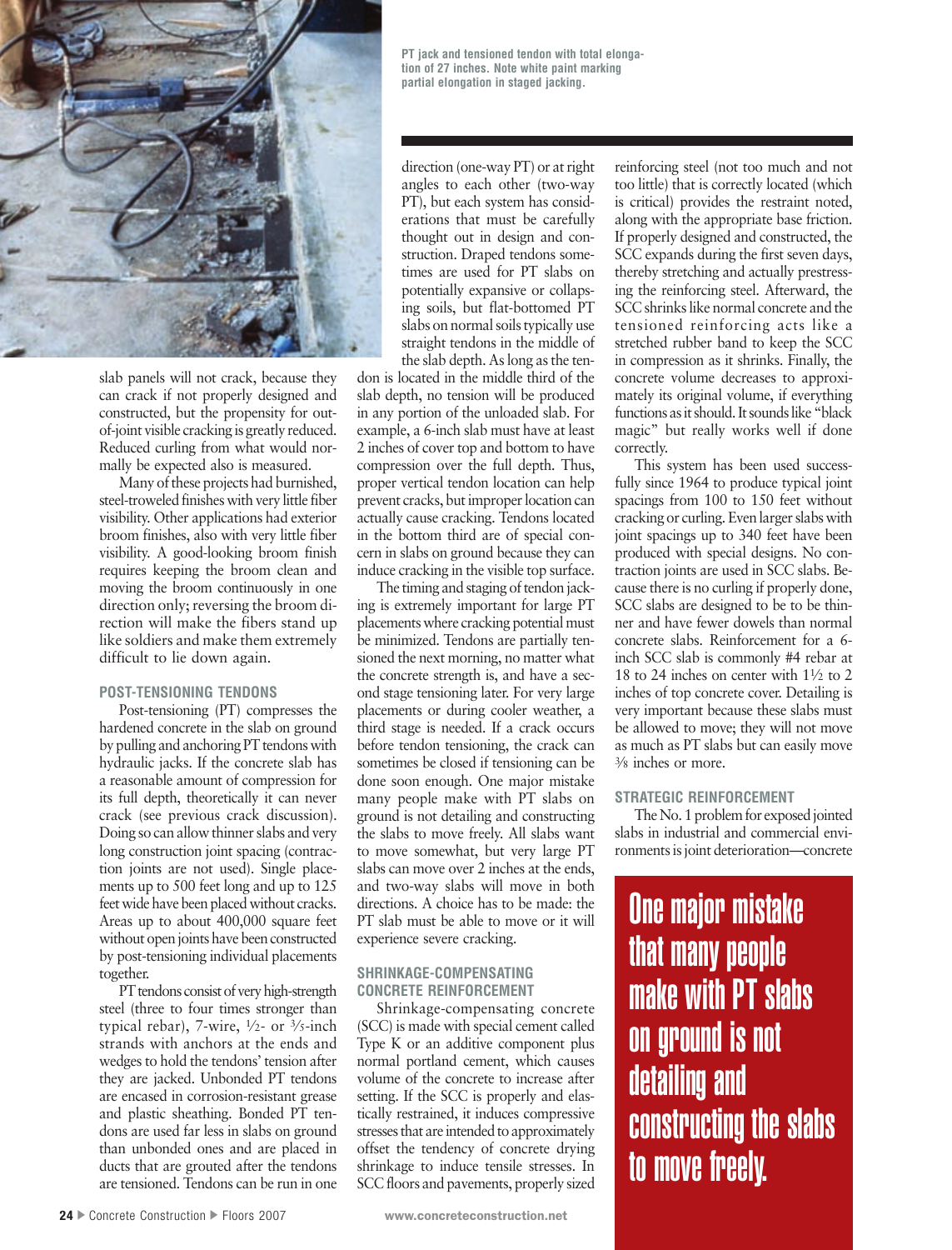PT jack and tensioned tendon with total elongation of 27 inches. Note white paint marking partial elongation in staged jacking.

slab panels will not crack, because they can crack if not properly designed and constructed, but the propensity for out-of-joint visible cracking is greatly reduced. Reduced curling from what would normally be expected also is measured.

Many of these projects had burnished, steel-troweled finishes with very little fiber visibility. Other applications had exterior broom finishes, also with very little fiber visibility. A good-looking broom finish requires keeping the broom clean and moving the broom continuously in one direction only; reversing the broom direction will make the fibers stand up like soldiers and make them extremely difficult to lie down again.

### POST-TENSIONING TENDONS

Post-tensioning (PT) compresses the hardened concrete in the slab on ground by pulling and anchoring PT tendons with hydraulic jacks. If the concrete slab has a reasonable amount of compression for its full depth, theoretically it can never crack (see previous crack discussion). Doing so can allow thinner slabs and very long construction joint spacing (contraction joints are not used). Single placements up to 500 feet long and up to 125 feet wide have been placed without cracks. Areas up to about 400,000 square feet without open joints have been constructed by post-tensioning individual placements together.

PT tendons consist of very high-strength steel (three to four times stronger than typical rebar), 7-wire, ½- or ⅗-inch strands with anchors at the ends and wedges to hold the tendons' tension after they are jacked. Unbonded PT tendons are encased in corrosion-resistant grease and plastic sheathing. Bonded PT tendons are used far less in slabs on ground than unbonded ones and are placed in ducts that are grouted after the tendons are tensioned. Tendons can be run in one direction (one-way PT) or at right angles to each other (two-way PT), but each system has considerations that must be carefully thought out in design and construction. Draped tendons sometimes are used for PT slabs on potentially expansive or collapsing soils, but flat-bottomed PT slabs on normal soils typically use straight tendons in the middle of the slab depth. As long as the tendon is located in the middle third of the slab depth, no tension will be produced in any portion of the unloaded slab. For example, a 6-inch slab must have at least 2 inches of cover top and bottom to have compression over the full depth. Thus, proper vertical tendon location can help prevent cracks, but improper location can actually cause cracking. Tendons located in the bottom third are of special concern in slabs on ground because they can induce cracking in the visible top surface.

The timing and staging of tendon jacking is extremely important for large PT placements where cracking potential must be minimized. Tendons are partially tensioned the next morning, no matter what the concrete strength is, and have a second stage tensioning later. For very large placements or during cooler weather, a third stage is needed. If a crack occurs before tendon tensioning, the crack can sometimes be closed if tensioning can be done soon enough. One major mistake many people make with PT slabs on ground is not detailing and constructing the slabs to move freely. All slabs want to move somewhat, but very large PT slabs can move over 2 inches at the ends, and two-way slabs will move in both directions. A choice has to be made: the PT slab must be able to move or it will experience severe cracking.

### SHRINKAGE-COMPENSATING CONCRETE REINFORCEMENT

Shrinkage-compensating concrete (SCC) is made with special cement called Type K or an additive component plus normal portland cement, which causes volume of the concrete to increase after setting. If the SCC is properly and elastically restrained, it induces compressive stresses that are intended to approximately offset the tendency of concrete drying shrinkage to induce tensile stresses. In SCC floors and pavements, properly sized reinforcing steel (not too much and not too little) that is correctly located (which is critical) provides the restraint noted, along with the appropriate base friction. If properly designed and constructed, the SCC expands during the first seven days, thereby stretching and actually prestressing the reinforcing steel. Afterward, the SCC shrinks like normal concrete and the tensioned reinforcing acts like a stretched rubber band to keep the SCC in compression as it shrinks. Finally, the concrete volume decreases to approximately its original volume, if everything functions as it should. It sounds like "black magic" but really works well if done correctly.

This system has been used successfully since 1964 to produce typical joint spacings from 100 to 150 feet without cracking or curling. Even larger slabs with joint spacings up to 340 feet have been produced with special designs. No contraction joints are used in SCC slabs. Because there is no curling if properly done, SCC slabs are designed to be to be thinner and have fewer dowels than normal concrete slabs. Reinforcement for a 6-inch SCC slab is commonly #4 rebar at 18 to 24 inches on center with 1½ to 2 inches of top concrete cover. Detailing is very important because these slabs must be allowed to move; they will not move as much as PT slabs but can easily move ⅜ inches or more.

### STRATEGIC REINFORCEMENT

The No. 1 problem for exposed jointed slabs in industrial and commercial environments is joint deterioration—concrete

**One major mistake that many people make with PT slabs on ground is not detailing and constructing the slabs to move freely.**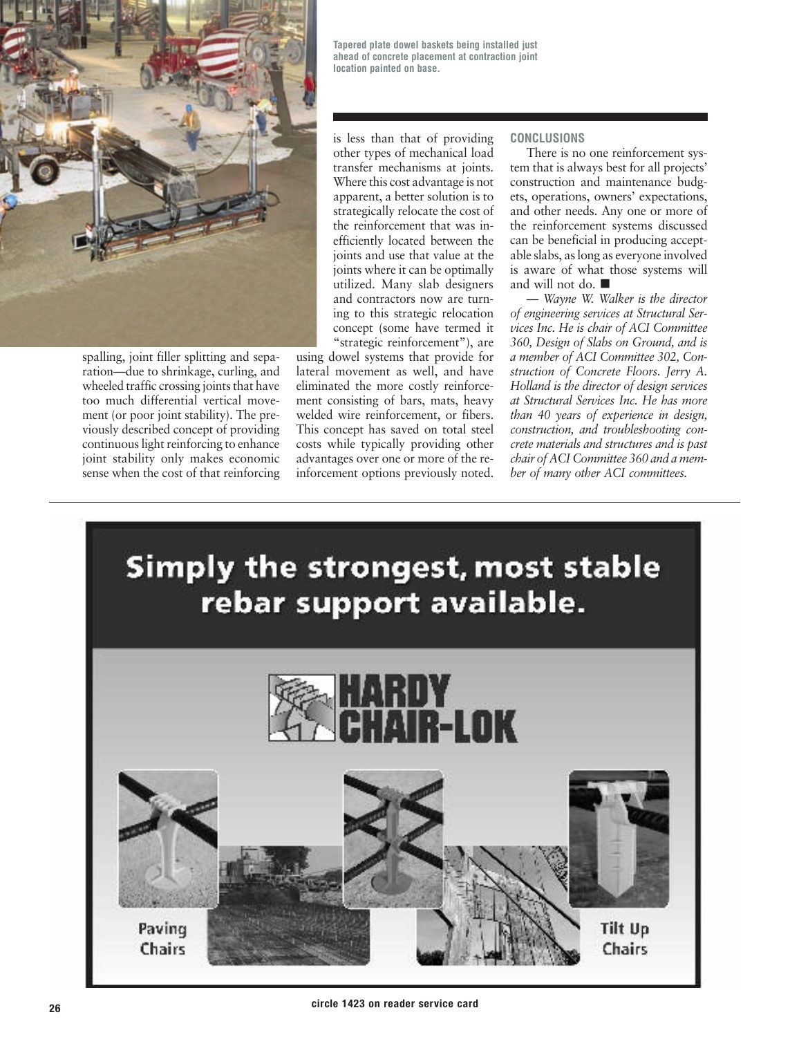Tapered plate dowel baskets being installed just ahead of concrete placement at contraction joint location painted on base.

spalling, joint filler splitting and separation—due to shrinkage, curling, and wheeled traffic crossing joints that have too much differential vertical movement (or poor joint stability). The previously described concept of providing continuous light reinforcing to enhance joint stability only makes economic sense when the cost of that reinforcing is less than that of providing other types of mechanical load transfer mechanisms at joints. Where this cost advantage is not apparent, a better solution is to strategically relocate the cost of the reinforcement that was inefficiently located between the joints and use that value at the joints where it can be optimally utilized. Many slab designers and contractors now are turning to this strategic relocation concept (some have termed it "strategic reinforcement"), are using dowel systems that provide for lateral movement as well, and have eliminated the more costly reinforcement consisting of bars, mats, heavy welded wire reinforcement, or fibers. This concept has saved on total steel costs while typically providing other advantages over one or more of the reinforcement options previously noted.

## CONCLUSIONS

There is no one reinforcement system that is always best for all projects' construction and maintenance budgets, operations, owners' expectations, and other needs. Any one or more of the reinforcement systems discussed can be beneficial in producing acceptable slabs, as long as everyone involved is aware of what those systems will and will not do. ■

*— Wayne W. Walker is the director of engineering services at Structural Services Inc. He is chair of ACI Committee 360, Design of Slabs on Ground, and is a member of ACI Committee 302, Construction of Concrete Floors. Jerry A. Holland is the director of design services at Structural Services Inc. He has more than 40 years of experience in design, construction, and troubleshooting concrete materials and structures and is past chair of ACI Committee 360 and a member of many other ACI committees.*

Simply the strongest, most stable rebar support available.

HARDY CHAIR-LOK

Paving Chairs

Tilt Up Chairs

circle 1423 on reader service card